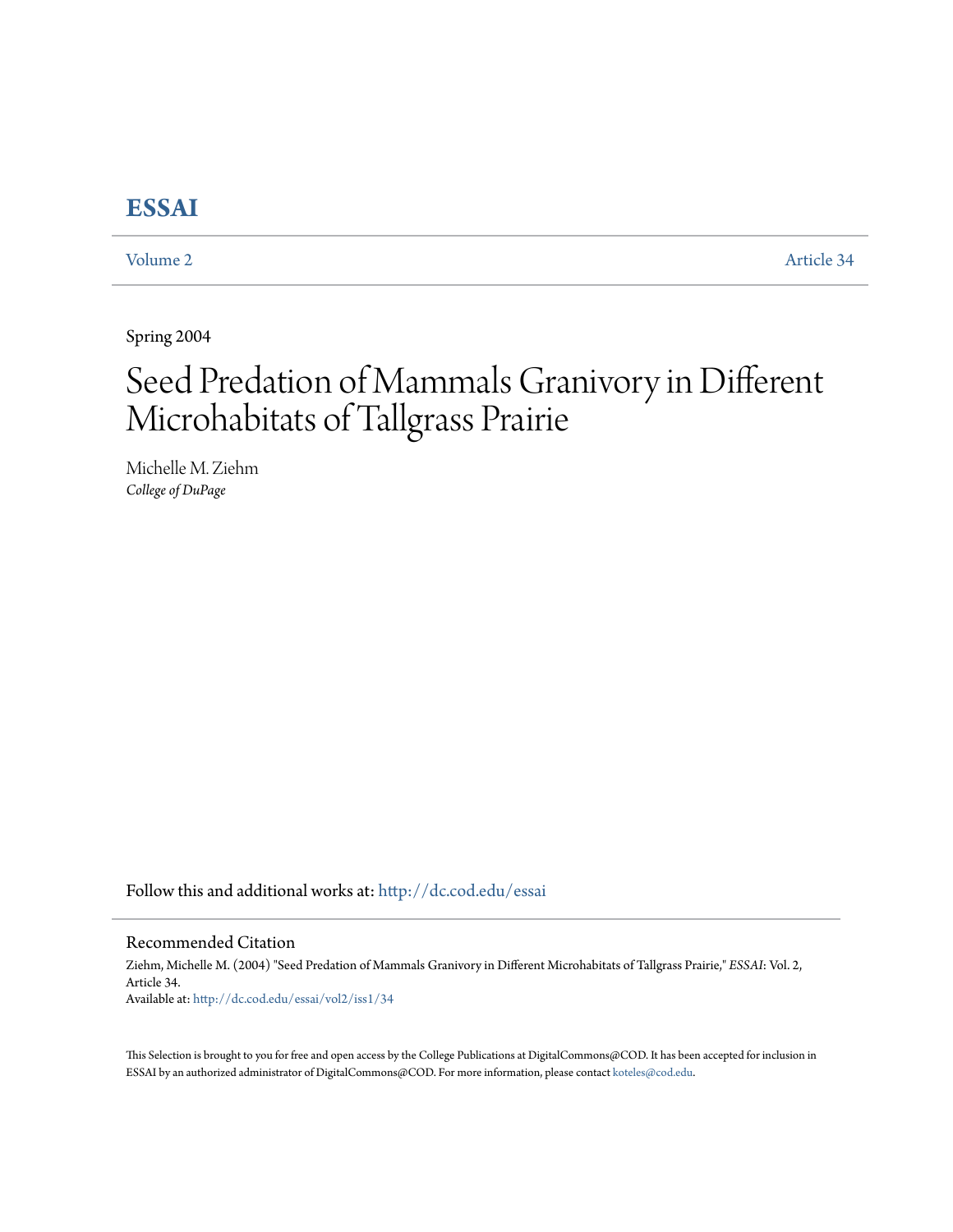# ESSAI

Volume 2 Article 34

Spring 2004

# Seed Predation of Mammals Granivory in Different Microhabitats of Tallgrass Prairie

Michelle M. Ziehm
*College of DuPage*

Follow this and additional works at: http://dc.cod.edu/essai

## Recommended Citation

Ziehm, Michelle M. (2004) "Seed Predation of Mammals Granivory in Different Microhabitats of Tallgrass Prairie," *ESSAI*: Vol. 2, Article 34.
Available at: http://dc.cod.edu/essai/vol2/iss1/34

This Selection is brought to you for free and open access by the College Publications at DigitalCommons@COD. It has been accepted for inclusion in ESSAI by an authorized administrator of DigitalCommons@COD. For more information, please contact koteles@cod.edu.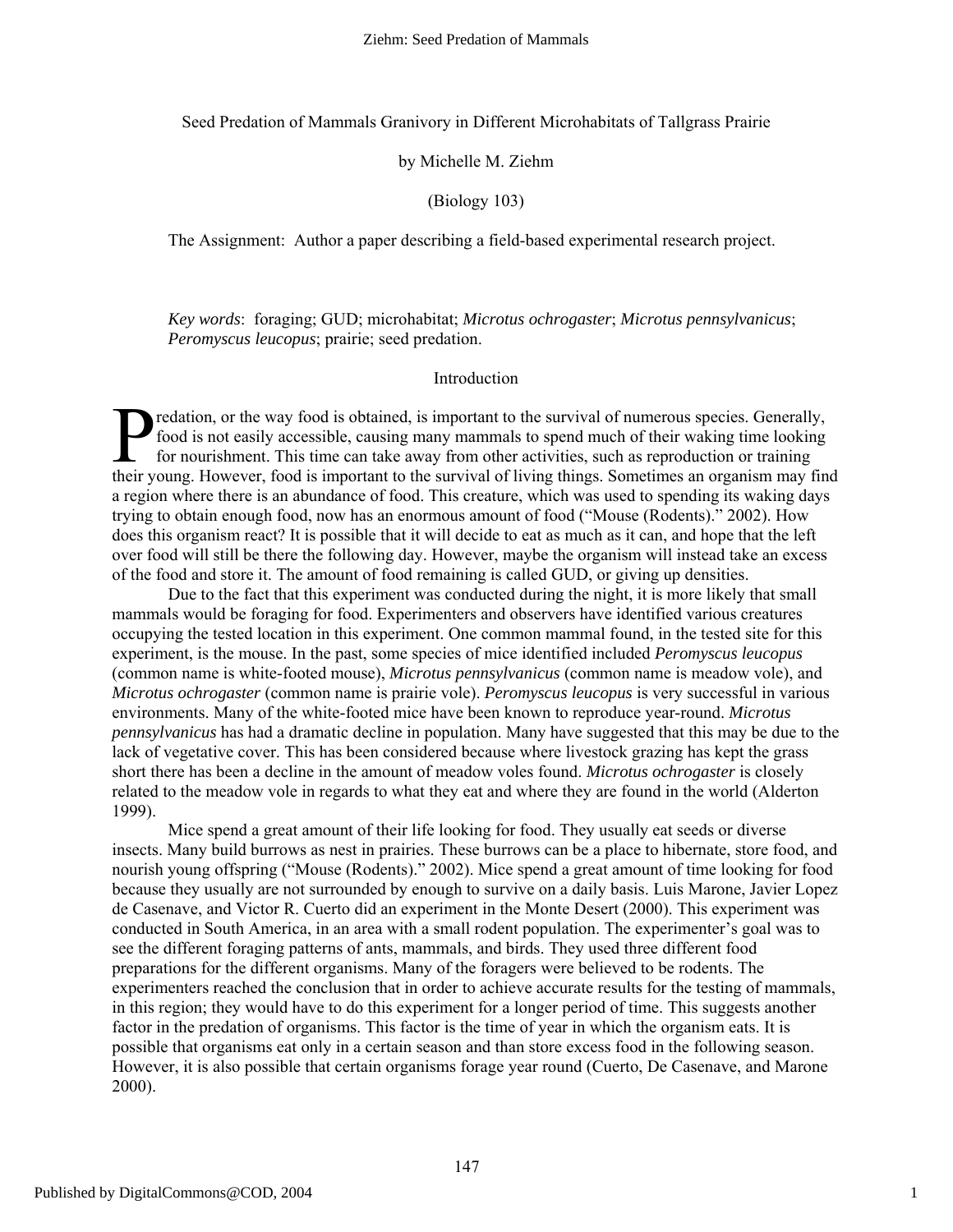Seed Predation of Mammals Granivory in Different Microhabitats of Tallgrass Prairie

by Michelle M. Ziehm

(Biology 103)

The Assignment: Author a paper describing a field-based experimental research project.

*Key words*: foraging; GUD; microhabitat; *Microtus ochrogaster*; *Microtus pennsylvanicus*; *Peromyscus leucopus*; prairie; seed predation.

## Introduction

Predation, or the way food is obtained, is important to the survival of numerous species. Generally, food is not easily accessible, causing many mammals to spend much of their waking time looking for nourishment. This time can take away from other activities, such as reproduction or training their young. However, food is important to the survival of living things. Sometimes an organism may find a region where there is an abundance of food. This creature, which was used to spending its waking days trying to obtain enough food, now has an enormous amount of food ("Mouse (Rodents)." 2002). How does this organism react? It is possible that it will decide to eat as much as it can, and hope that the left over food will still be there the following day. However, maybe the organism will instead take an excess of the food and store it. The amount of food remaining is called GUD, or giving up densities.

Due to the fact that this experiment was conducted during the night, it is more likely that small mammals would be foraging for food. Experimenters and observers have identified various creatures occupying the tested location in this experiment. One common mammal found, in the tested site for this experiment, is the mouse. In the past, some species of mice identified included *Peromyscus leucopus* (common name is white-footed mouse), *Microtus pennsylvanicus* (common name is meadow vole), and *Microtus ochrogaster* (common name is prairie vole). *Peromyscus leucopus* is very successful in various environments. Many of the white-footed mice have been known to reproduce year-round. *Microtus pennsylvanicus* has had a dramatic decline in population. Many have suggested that this may be due to the lack of vegetative cover. This has been considered because where livestock grazing has kept the grass short there has been a decline in the amount of meadow voles found. *Microtus ochrogaster* is closely related to the meadow vole in regards to what they eat and where they are found in the world (Alderton 1999).

Mice spend a great amount of their life looking for food. They usually eat seeds or diverse insects. Many build burrows as nest in prairies. These burrows can be a place to hibernate, store food, and nourish young offspring ("Mouse (Rodents)." 2002). Mice spend a great amount of time looking for food because they usually are not surrounded by enough to survive on a daily basis. Luis Marone, Javier Lopez de Casenave, and Victor R. Cuerto did an experiment in the Monte Desert (2000). This experiment was conducted in South America, in an area with a small rodent population. The experimenter's goal was to see the different foraging patterns of ants, mammals, and birds. They used three different food preparations for the different organisms. Many of the foragers were believed to be rodents. The experimenters reached the conclusion that in order to achieve accurate results for the testing of mammals, in this region; they would have to do this experiment for a longer period of time. This suggests another factor in the predation of organisms. This factor is the time of year in which the organism eats. It is possible that organisms eat only in a certain season and than store excess food in the following season. However, it is also possible that certain organisms forage year round (Cuerto, De Casenave, and Marone 2000).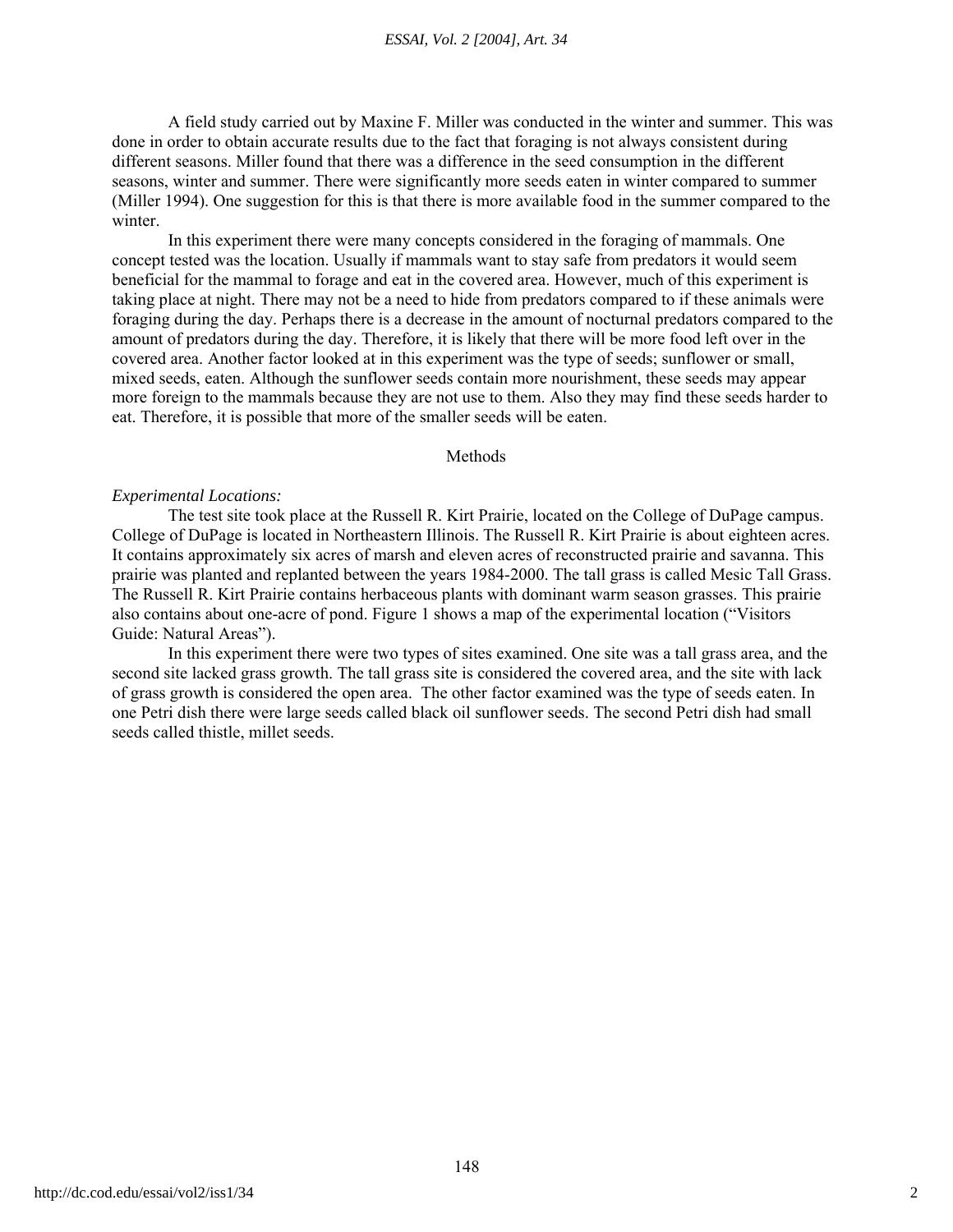A field study carried out by Maxine F. Miller was conducted in the winter and summer. This was done in order to obtain accurate results due to the fact that foraging is not always consistent during different seasons. Miller found that there was a difference in the seed consumption in the different seasons, winter and summer. There were significantly more seeds eaten in winter compared to summer (Miller 1994). One suggestion for this is that there is more available food in the summer compared to the winter.

In this experiment there were many concepts considered in the foraging of mammals. One concept tested was the location. Usually if mammals want to stay safe from predators it would seem beneficial for the mammal to forage and eat in the covered area. However, much of this experiment is taking place at night. There may not be a need to hide from predators compared to if these animals were foraging during the day. Perhaps there is a decrease in the amount of nocturnal predators compared to the amount of predators during the day. Therefore, it is likely that there will be more food left over in the covered area. Another factor looked at in this experiment was the type of seeds; sunflower or small, mixed seeds, eaten. Although the sunflower seeds contain more nourishment, these seeds may appear more foreign to the mammals because they are not use to them. Also they may find these seeds harder to eat. Therefore, it is possible that more of the smaller seeds will be eaten.

## Methods

*Experimental Locations:*

The test site took place at the Russell R. Kirt Prairie, located on the College of DuPage campus. College of DuPage is located in Northeastern Illinois. The Russell R. Kirt Prairie is about eighteen acres. It contains approximately six acres of marsh and eleven acres of reconstructed prairie and savanna. This prairie was planted and replanted between the years 1984-2000. The tall grass is called Mesic Tall Grass. The Russell R. Kirt Prairie contains herbaceous plants with dominant warm season grasses. This prairie also contains about one-acre of pond. Figure 1 shows a map of the experimental location ("Visitors Guide: Natural Areas").

In this experiment there were two types of sites examined. One site was a tall grass area, and the second site lacked grass growth. The tall grass site is considered the covered area, and the site with lack of grass growth is considered the open area. The other factor examined was the type of seeds eaten. In one Petri dish there were large seeds called black oil sunflower seeds. The second Petri dish had small seeds called thistle, millet seeds.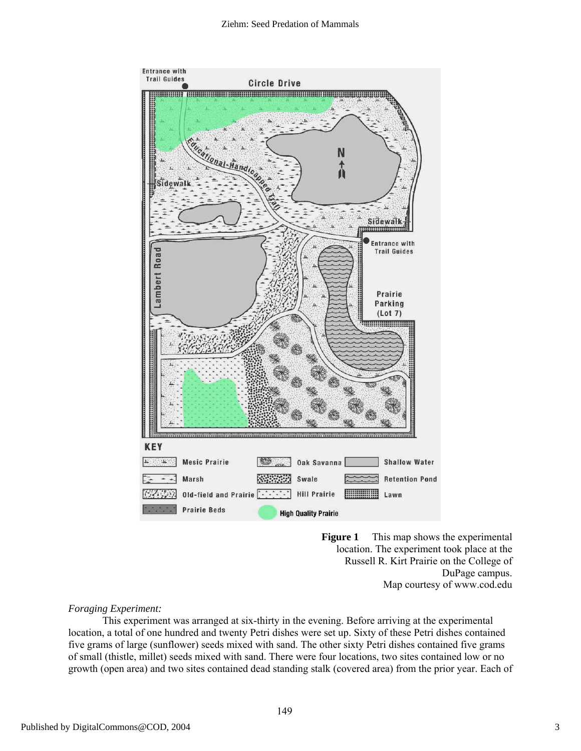**Figure 1** This map shows the experimental location. The experiment took place at the Russell R. Kirt Prairie on the College of DuPage campus. Map courtesy of www.cod.edu

*Foraging Experiment:*

This experiment was arranged at six-thirty in the evening. Before arriving at the experimental location, a total of one hundred and twenty Petri dishes were set up. Sixty of these Petri dishes contained five grams of large (sunflower) seeds mixed with sand. The other sixty Petri dishes contained five grams of small (thistle, millet) seeds mixed with sand. There were four locations, two sites contained low or no growth (open area) and two sites contained dead standing stalk (covered area) from the prior year. Each of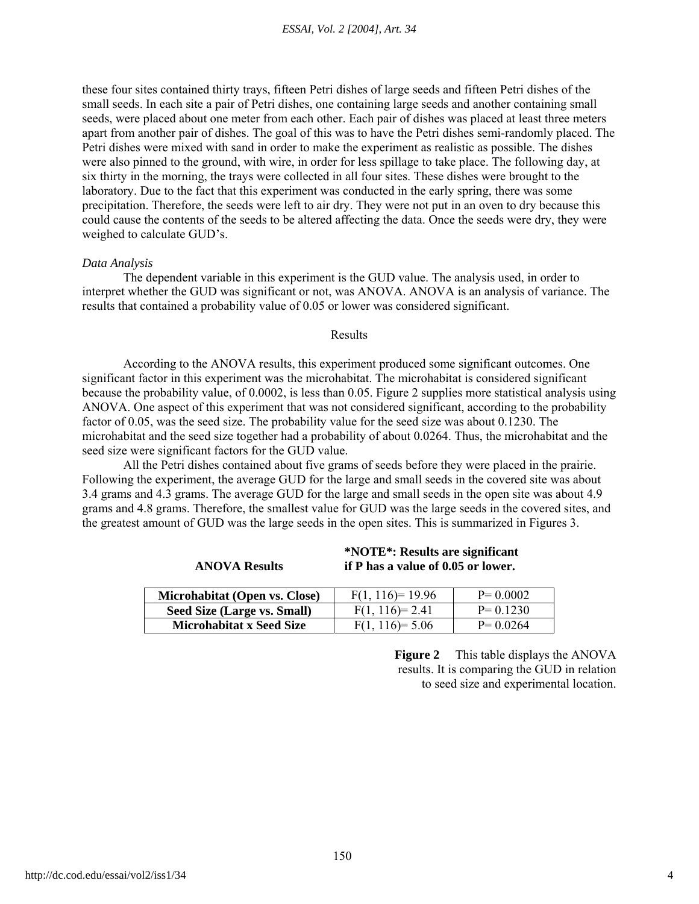these four sites contained thirty trays, fifteen Petri dishes of large seeds and fifteen Petri dishes of the small seeds. In each site a pair of Petri dishes, one containing large seeds and another containing small seeds, were placed about one meter from each other. Each pair of dishes was placed at least three meters apart from another pair of dishes. The goal of this was to have the Petri dishes semi-randomly placed. The Petri dishes were mixed with sand in order to make the experiment as realistic as possible. The dishes were also pinned to the ground, with wire, in order for less spillage to take place. The following day, at six thirty in the morning, the trays were collected in all four sites. These dishes were brought to the laboratory. Due to the fact that this experiment was conducted in the early spring, there was some precipitation. Therefore, the seeds were left to air dry. They were not put in an oven to dry because this could cause the contents of the seeds to be altered affecting the data. Once the seeds were dry, they were weighed to calculate GUD's.

*Data Analysis*

The dependent variable in this experiment is the GUD value. The analysis used, in order to interpret whether the GUD was significant or not, was ANOVA. ANOVA is an analysis of variance. The results that contained a probability value of 0.05 or lower was considered significant.

## Results

According to the ANOVA results, this experiment produced some significant outcomes. One significant factor in this experiment was the microhabitat. The microhabitat is considered significant because the probability value, of 0.0002, is less than 0.05. Figure 2 supplies more statistical analysis using ANOVA. One aspect of this experiment that was not considered significant, according to the probability factor of 0.05, was the seed size. The probability value for the seed size was about 0.1230. The microhabitat and the seed size together had a probability of about 0.0264. Thus, the microhabitat and the seed size were significant factors for the GUD value.

All the Petri dishes contained about five grams of seeds before they were placed in the prairie. Following the experiment, the average GUD for the large and small seeds in the covered site was about 3.4 grams and 4.3 grams. The average GUD for the large and small seeds in the open site was about 4.9 grams and 4.8 grams. Therefore, the smallest value for GUD was the large seeds in the covered sites, and the greatest amount of GUD was the large seeds in the open sites. This is summarized in Figures 3.

**ANOVA Results** **\*NOTE\*: Results are significant if P has a value of 0.05 or lower.**

| | | |
|---|---|---|
| **Microhabitat (Open vs. Close)** | $F(1, 116) = 19.96$ | $P = 0.0002$ |
| **Seed Size (Large vs. Small)** | $F(1, 116) = 2.41$ | $P = 0.1230$ |
| **Microhabitat x Seed Size** | $F(1, 116) = 5.06$ | $P = 0.0264$ |

**Figure 2** This table displays the ANOVA results. It is comparing the GUD in relation to seed size and experimental location.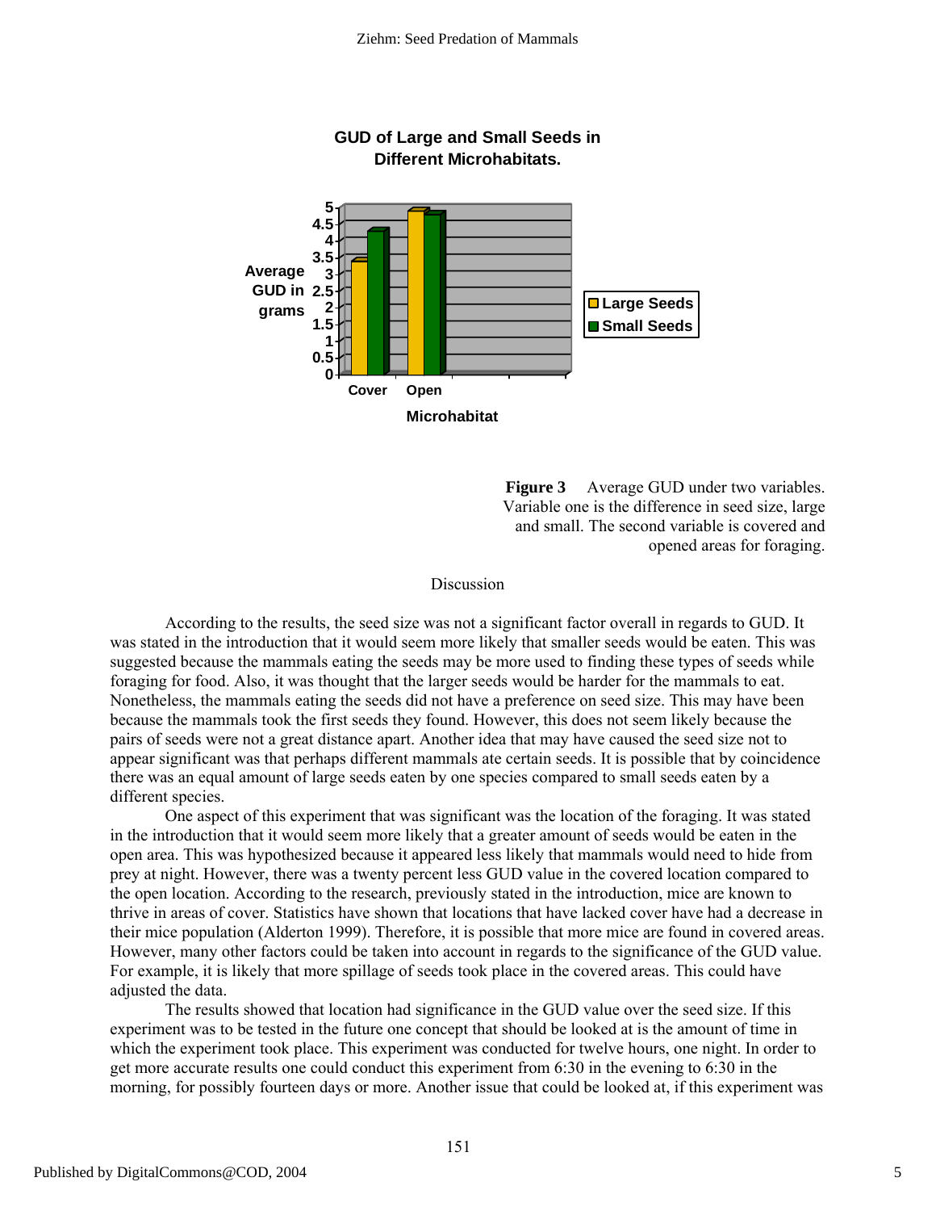**GUD of Large and Small Seeds in Different Microhabitats.**

**Figure 3** Average GUD under two variables. Variable one is the difference in seed size, large and small. The second variable is covered and opened areas for foraging.

## Discussion

According to the results, the seed size was not a significant factor overall in regards to GUD. It was stated in the introduction that it would seem more likely that smaller seeds would be eaten. This was suggested because the mammals eating the seeds may be more used to finding these types of seeds while foraging for food. Also, it was thought that the larger seeds would be harder for the mammals to eat. Nonetheless, the mammals eating the seeds did not have a preference on seed size. This may have been because the mammals took the first seeds they found. However, this does not seem likely because the pairs of seeds were not a great distance apart. Another idea that may have caused the seed size not to appear significant was that perhaps different mammals ate certain seeds. It is possible that by coincidence there was an equal amount of large seeds eaten by one species compared to small seeds eaten by a different species.

One aspect of this experiment that was significant was the location of the foraging. It was stated in the introduction that it would seem more likely that a greater amount of seeds would be eaten in the open area. This was hypothesized because it appeared less likely that mammals would need to hide from prey at night. However, there was a twenty percent less GUD value in the covered location compared to the open location. According to the research, previously stated in the introduction, mice are known to thrive in areas of cover. Statistics have shown that locations that have lacked cover have had a decrease in their mice population (Alderton 1999). Therefore, it is possible that more mice are found in covered areas. However, many other factors could be taken into account in regards to the significance of the GUD value. For example, it is likely that more spillage of seeds took place in the covered areas. This could have adjusted the data.

The results showed that location had significance in the GUD value over the seed size. If this experiment was to be tested in the future one concept that should be looked at is the amount of time in which the experiment took place. This experiment was conducted for twelve hours, one night. In order to get more accurate results one could conduct this experiment from 6:30 in the evening to 6:30 in the morning, for possibly fourteen days or more. Another issue that could be looked at, if this experiment was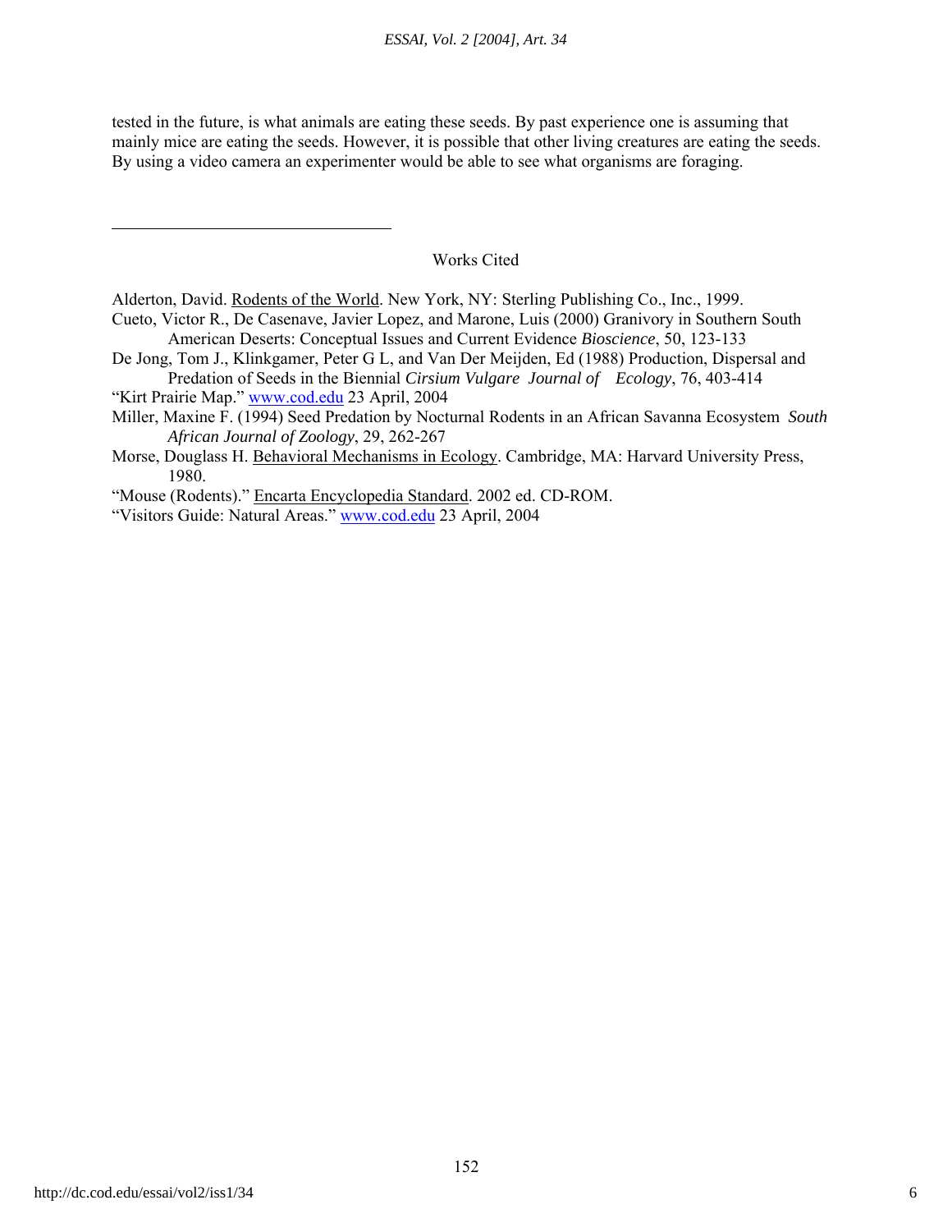tested in the future, is what animals are eating these seeds. By past experience one is assuming that mainly mice are eating the seeds. However, it is possible that other living creatures are eating the seeds. By using a video camera an experimenter would be able to see what organisms are foraging.

---

## Works Cited

Alderton, David. Rodents of the World. New York, NY: Sterling Publishing Co., Inc., 1999.

Cueto, Victor R., De Casenave, Javier Lopez, and Marone, Luis (2000) Granivory in Southern South American Deserts: Conceptual Issues and Current Evidence *Bioscience*, 50, 123-133

De Jong, Tom J., Klinkgamer, Peter G L, and Van Der Meijden, Ed (1988) Production, Dispersal and Predation of Seeds in the Biennial *Cirsium Vulgare Journal of Ecology*, 76, 403-414

"Kirt Prairie Map." www.cod.edu 23 April, 2004

Miller, Maxine F. (1994) Seed Predation by Nocturnal Rodents in an African Savanna Ecosystem *South African Journal of Zoology*, 29, 262-267

Morse, Douglass H. Behavioral Mechanisms in Ecology. Cambridge, MA: Harvard University Press, 1980.

"Mouse (Rodents)." Encarta Encyclopedia Standard. 2002 ed. CD-ROM.

"Visitors Guide: Natural Areas." www.cod.edu 23 April, 2004